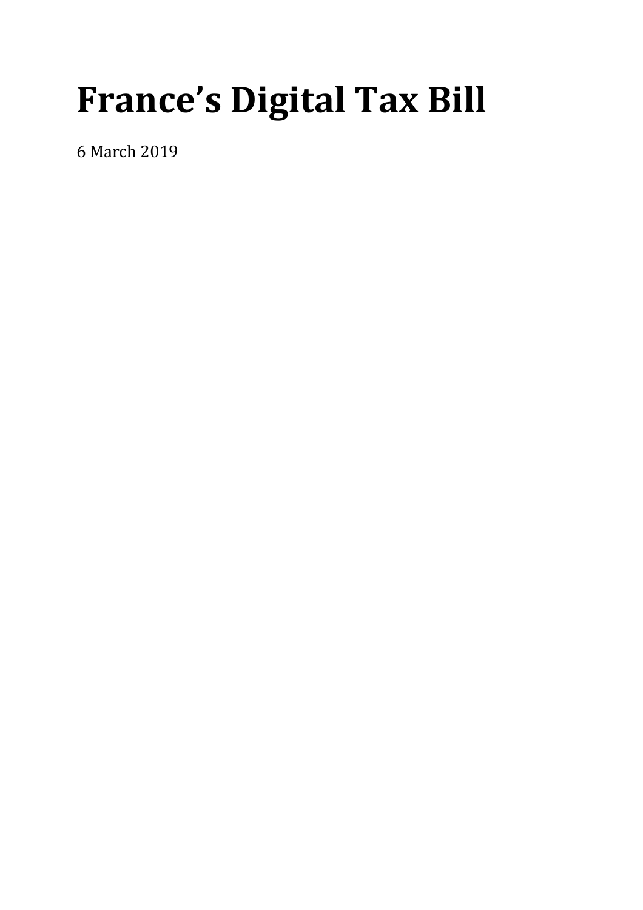# France’s Digital Tax Bill

6 March 2019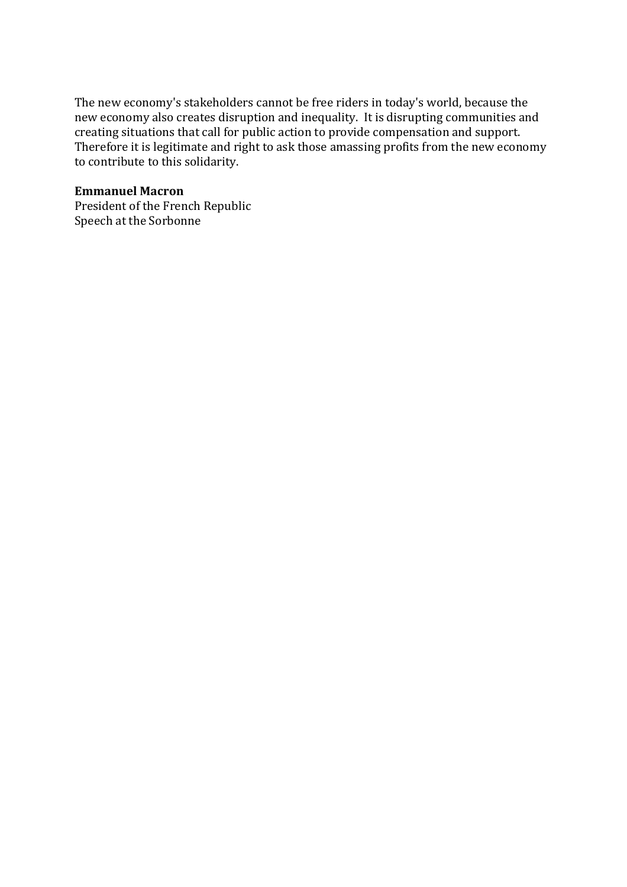The new economy's stakeholders cannot be free riders in today's world, because the new economy also creates disruption and inequality. It is disrupting communities and creating situations that call for public action to provide compensation and support. Therefore it is legitimate and right to ask those amassing profits from the new economy to contribute to this solidarity.

**Emmanuel Macron**
President of the French Republic
Speech at the Sorbonne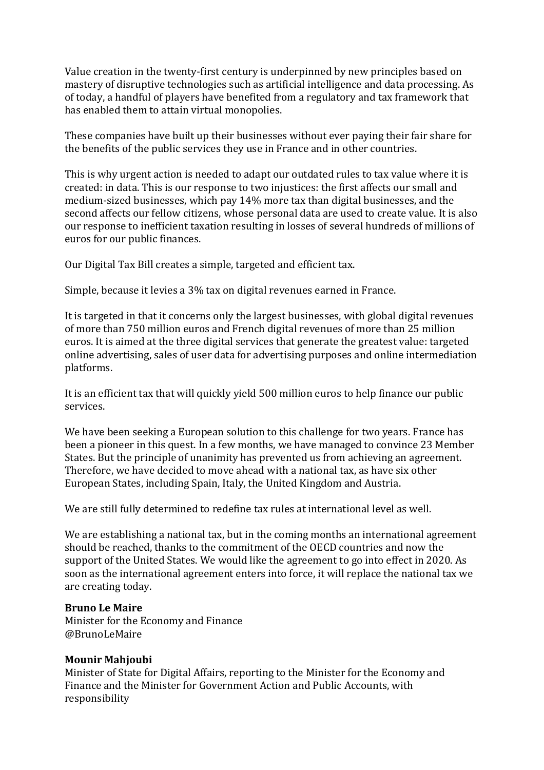Value creation in the twenty-first century is underpinned by new principles based on mastery of disruptive technologies such as artificial intelligence and data processing. As of today, a handful of players have benefited from a regulatory and tax framework that has enabled them to attain virtual monopolies.

These companies have built up their businesses without ever paying their fair share for the benefits of the public services they use in France and in other countries.

This is why urgent action is needed to adapt our outdated rules to tax value where it is created: in data. This is our response to two injustices: the first affects our small and medium-sized businesses, which pay 14% more tax than digital businesses, and the second affects our fellow citizens, whose personal data are used to create value. It is also our response to inefficient taxation resulting in losses of several hundreds of millions of euros for our public finances.

Our Digital Tax Bill creates a simple, targeted and efficient tax.

Simple, because it levies a 3% tax on digital revenues earned in France.

It is targeted in that it concerns only the largest businesses, with global digital revenues of more than 750 million euros and French digital revenues of more than 25 million euros. It is aimed at the three digital services that generate the greatest value: targeted online advertising, sales of user data for advertising purposes and online intermediation platforms.

It is an efficient tax that will quickly yield 500 million euros to help finance our public services.

We have been seeking a European solution to this challenge for two years. France has been a pioneer in this quest. In a few months, we have managed to convince 23 Member States. But the principle of unanimity has prevented us from achieving an agreement. Therefore, we have decided to move ahead with a national tax, as have six other European States, including Spain, Italy, the United Kingdom and Austria.

We are still fully determined to redefine tax rules at international level as well.

We are establishing a national tax, but in the coming months an international agreement should be reached, thanks to the commitment of the OECD countries and now the support of the United States. We would like the agreement to go into effect in 2020. As soon as the international agreement enters into force, it will replace the national tax we are creating today.

**Bruno Le Maire**
Minister for the Economy and Finance
@BrunoLeMaire

**Mounir Mahjoubi**
Minister of State for Digital Affairs, reporting to the Minister for the Economy and Finance and the Minister for Government Action and Public Accounts, with responsibility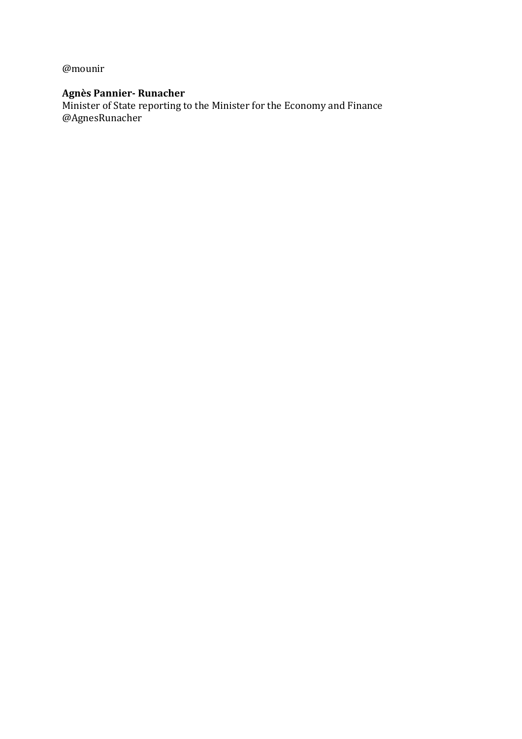@mounir

**Agnès Pannier- Runacher**
Minister of State reporting to the Minister for the Economy and Finance
@AgnesRunacher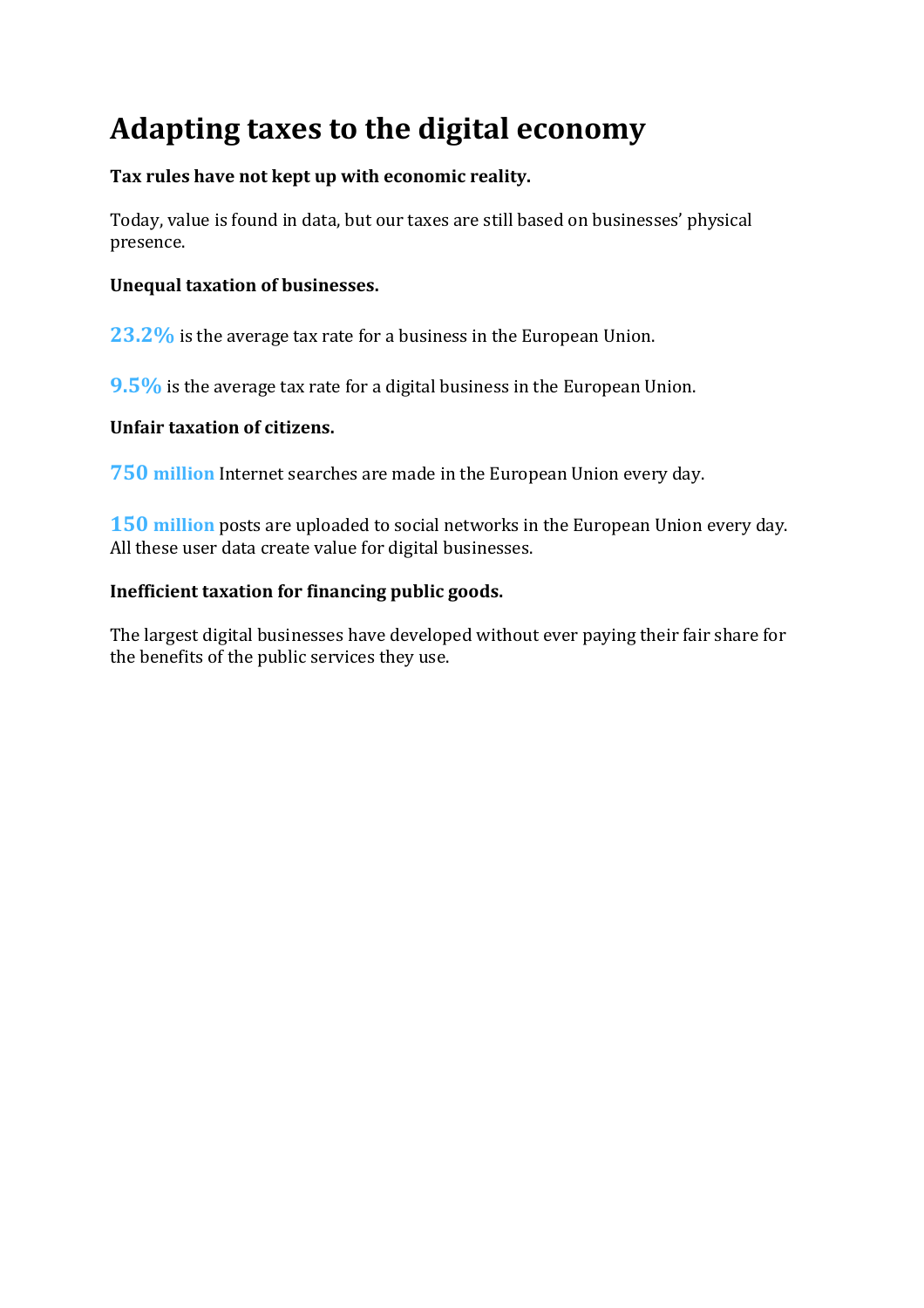# Adapting taxes to the digital economy

**Tax rules have not kept up with economic reality.**

Today, value is found in data, but our taxes are still based on businesses' physical presence.

**Unequal taxation of businesses.**

**23.2%** is the average tax rate for a business in the European Union.

**9.5%** is the average tax rate for a digital business in the European Union.

**Unfair taxation of citizens.**

**750 million** Internet searches are made in the European Union every day.

**150 million** posts are uploaded to social networks in the European Union every day. All these user data create value for digital businesses.

**Inefficient taxation for financing public goods.**

The largest digital businesses have developed without ever paying their fair share for the benefits of the public services they use.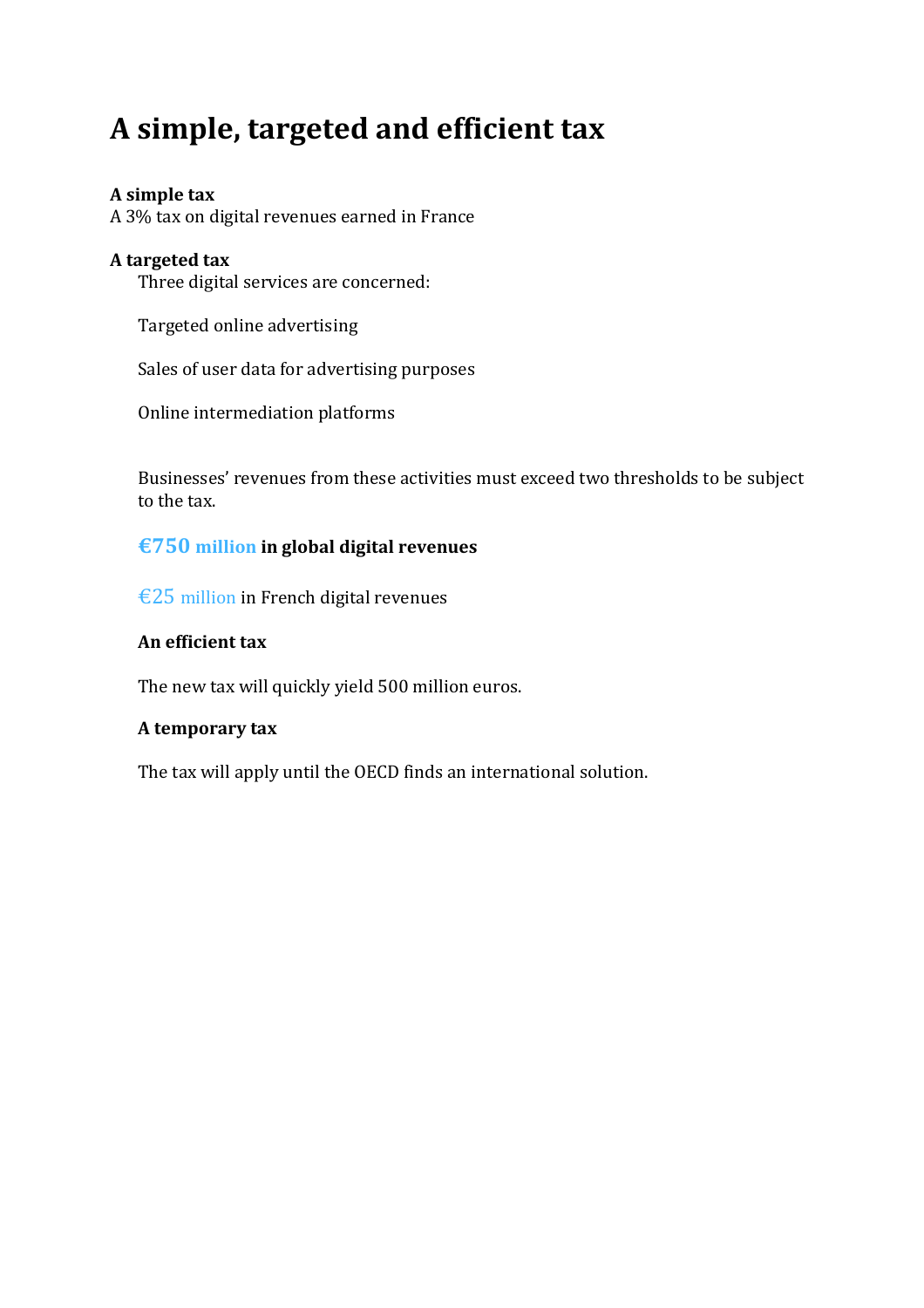# A simple, targeted and efficient tax

**A simple tax**
A 3% tax on digital revenues earned in France

**A targeted tax**

Three digital services are concerned:

Targeted online advertising

Sales of user data for advertising purposes

Online intermediation platforms

Businesses' revenues from these activities must exceed two thresholds to be subject to the tax.

**€750 million in global digital revenues**

€25 million in French digital revenues

**An efficient tax**

The new tax will quickly yield 500 million euros.

**A temporary tax**

The tax will apply until the OECD finds an international solution.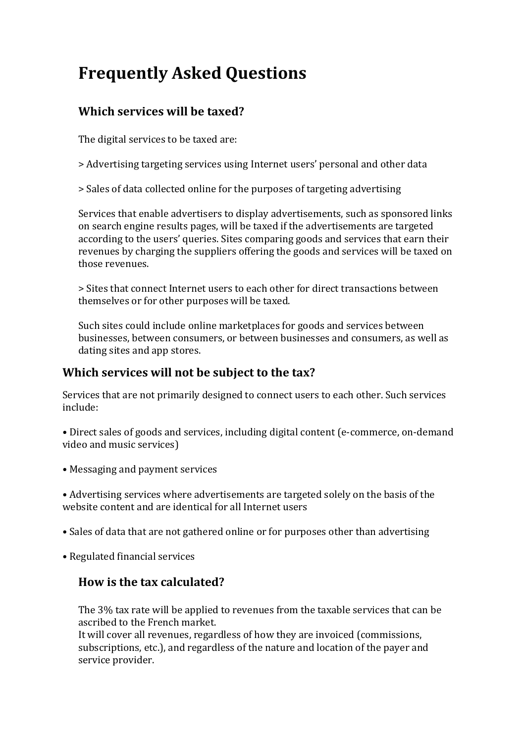# Frequently Asked Questions

## Which services will be taxed?

The digital services to be taxed are:

> Advertising targeting services using Internet users' personal and other data

> Sales of data collected online for the purposes of targeting advertising

Services that enable advertisers to display advertisements, such as sponsored links on search engine results pages, will be taxed if the advertisements are targeted according to the users' queries. Sites comparing goods and services that earn their revenues by charging the suppliers offering the goods and services will be taxed on those revenues.

> Sites that connect Internet users to each other for direct transactions between themselves or for other purposes will be taxed.

Such sites could include online marketplaces for goods and services between businesses, between consumers, or between businesses and consumers, as well as dating sites and app stores.

## Which services will not be subject to the tax?

Services that are not primarily designed to connect users to each other. Such services include:

- Direct sales of goods and services, including digital content (e-commerce, on-demand video and music services)
- Messaging and payment services
- Advertising services where advertisements are targeted solely on the basis of the website content and are identical for all Internet users
- Sales of data that are not gathered online or for purposes other than advertising
- Regulated financial services

## How is the tax calculated?

The 3% tax rate will be applied to revenues from the taxable services that can be ascribed to the French market.
It will cover all revenues, regardless of how they are invoiced (commissions, subscriptions, etc.), and regardless of the nature and location of the payer and service provider.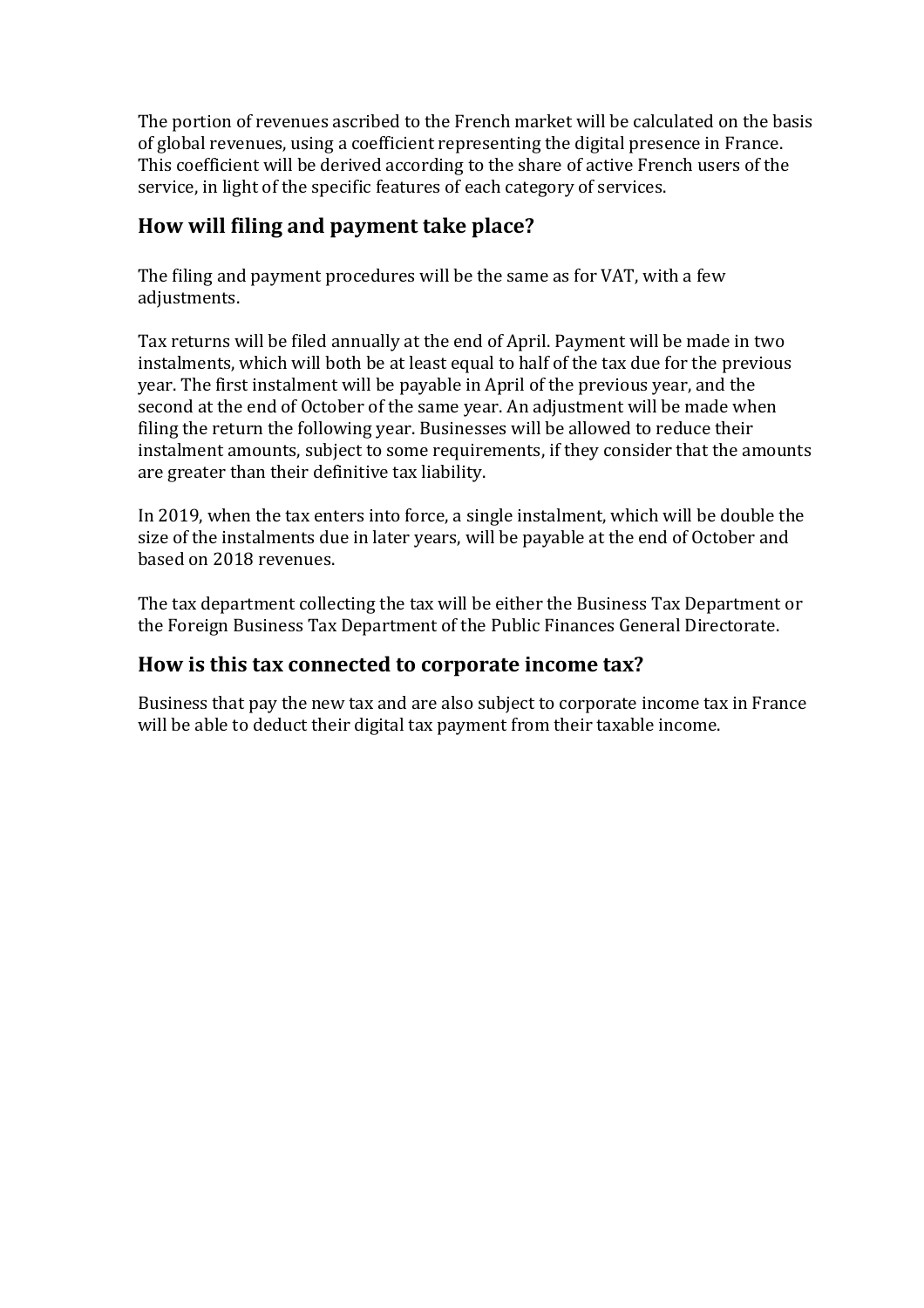The portion of revenues ascribed to the French market will be calculated on the basis of global revenues, using a coefficient representing the digital presence in France. This coefficient will be derived according to the share of active French users of the service, in light of the specific features of each category of services.

## How will filing and payment take place?

The filing and payment procedures will be the same as for VAT, with a few adjustments.

Tax returns will be filed annually at the end of April. Payment will be made in two instalments, which will both be at least equal to half of the tax due for the previous year. The first instalment will be payable in April of the previous year, and the second at the end of October of the same year. An adjustment will be made when filing the return the following year. Businesses will be allowed to reduce their instalment amounts, subject to some requirements, if they consider that the amounts are greater than their definitive tax liability.

In 2019, when the tax enters into force, a single instalment, which will be double the size of the instalments due in later years, will be payable at the end of October and based on 2018 revenues.

The tax department collecting the tax will be either the Business Tax Department or the Foreign Business Tax Department of the Public Finances General Directorate.

## How is this tax connected to corporate income tax?

Business that pay the new tax and are also subject to corporate income tax in France will be able to deduct their digital tax payment from their taxable income.